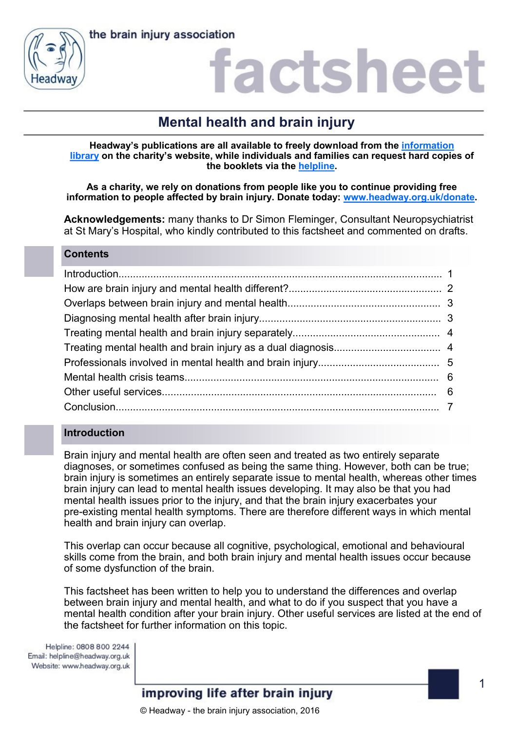the brain injury association

# factsheet

## Mental health and brain injury

**Headway's publications are all available to freely download from the information library on the charity's website, while individuals and families can request hard copies of the booklets via the helpline.**

**As a charity, we rely on donations from people like you to continue providing free information to people affected by brain injury. Donate today: www.headway.org.uk/donate.**

**Acknowledgements:** many thanks to Dr Simon Fleminger, Consultant Neuropsychiatrist at St Mary's Hospital, who kindly contributed to this factsheet and commented on drafts.

### Contents

| | |
|---|---|
| Introduction | 1 |
| How are brain injury and mental health different? | 2 |
| Overlaps between brain injury and mental health | 3 |
| Diagnosing mental health after brain injury | 3 |
| Treating mental health and brain injury separately | 4 |
| Treating mental health and brain injury as a dual diagnosis | 4 |
| Professionals involved in mental health and brain injury | 5 |
| Mental health crisis teams | 6 |
| Other useful services | 6 |
| Conclusion | 7 |

### Introduction

Brain injury and mental health are often seen and treated as two entirely separate diagnoses, or sometimes confused as being the same thing. However, both can be true; brain injury is sometimes an entirely separate issue to mental health, whereas other times brain injury can lead to mental health issues developing. It may also be that you had mental health issues prior to the injury, and that the brain injury exacerbates your pre-existing mental health symptoms. There are therefore different ways in which mental health and brain injury can overlap.

This overlap can occur because all cognitive, psychological, emotional and behavioural skills come from the brain, and both brain injury and mental health issues occur because of some dysfunction of the brain.

This factsheet has been written to help you to understand the differences and overlap between brain injury and mental health, and what to do if you suspect that you have a mental health condition after your brain injury. Other useful services are listed at the end of the factsheet for further information on this topic.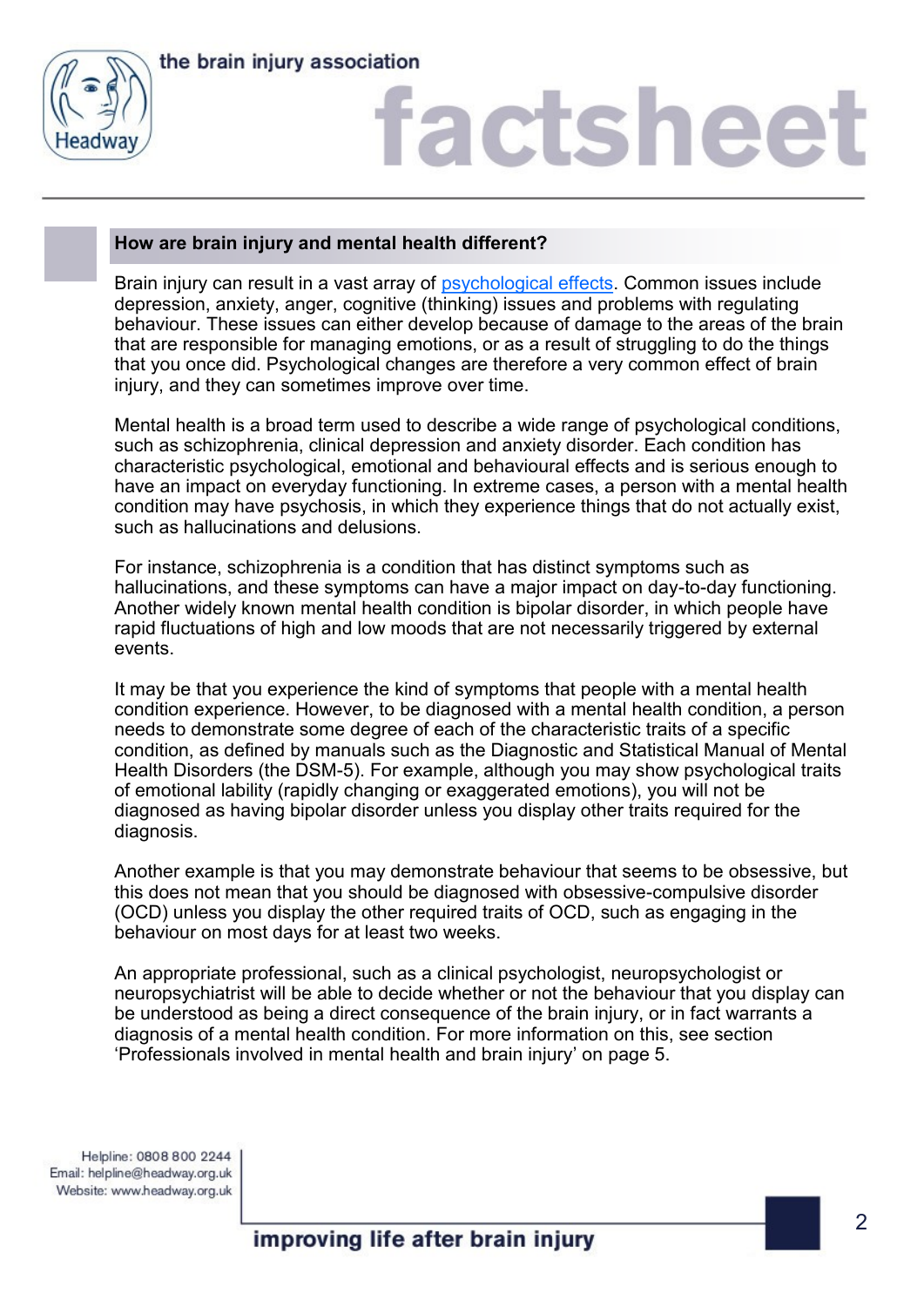## How are brain injury and mental health different?

Brain injury can result in a vast array of psychological effects. Common issues include depression, anxiety, anger, cognitive (thinking) issues and problems with regulating behaviour. These issues can either develop because of damage to the areas of the brain that are responsible for managing emotions, or as a result of struggling to do the things that you once did. Psychological changes are therefore a very common effect of brain injury, and they can sometimes improve over time.

Mental health is a broad term used to describe a wide range of psychological conditions, such as schizophrenia, clinical depression and anxiety disorder. Each condition has characteristic psychological, emotional and behavioural effects and is serious enough to have an impact on everyday functioning. In extreme cases, a person with a mental health condition may have psychosis, in which they experience things that do not actually exist, such as hallucinations and delusions.

For instance, schizophrenia is a condition that has distinct symptoms such as hallucinations, and these symptoms can have a major impact on day-to-day functioning. Another widely known mental health condition is bipolar disorder, in which people have rapid fluctuations of high and low moods that are not necessarily triggered by external events.

It may be that you experience the kind of symptoms that people with a mental health condition experience. However, to be diagnosed with a mental health condition, a person needs to demonstrate some degree of each of the characteristic traits of a specific condition, as defined by manuals such as the Diagnostic and Statistical Manual of Mental Health Disorders (the DSM-5). For example, although you may show psychological traits of emotional lability (rapidly changing or exaggerated emotions), you will not be diagnosed as having bipolar disorder unless you display other traits required for the diagnosis.

Another example is that you may demonstrate behaviour that seems to be obsessive, but this does not mean that you should be diagnosed with obsessive-compulsive disorder (OCD) unless you display the other required traits of OCD, such as engaging in the behaviour on most days for at least two weeks.

An appropriate professional, such as a clinical psychologist, neuropsychologist or neuropsychiatrist will be able to decide whether or not the behaviour that you display can be understood as being a direct consequence of the brain injury, or in fact warrants a diagnosis of a mental health condition. For more information on this, see section 'Professionals involved in mental health and brain injury' on page 5.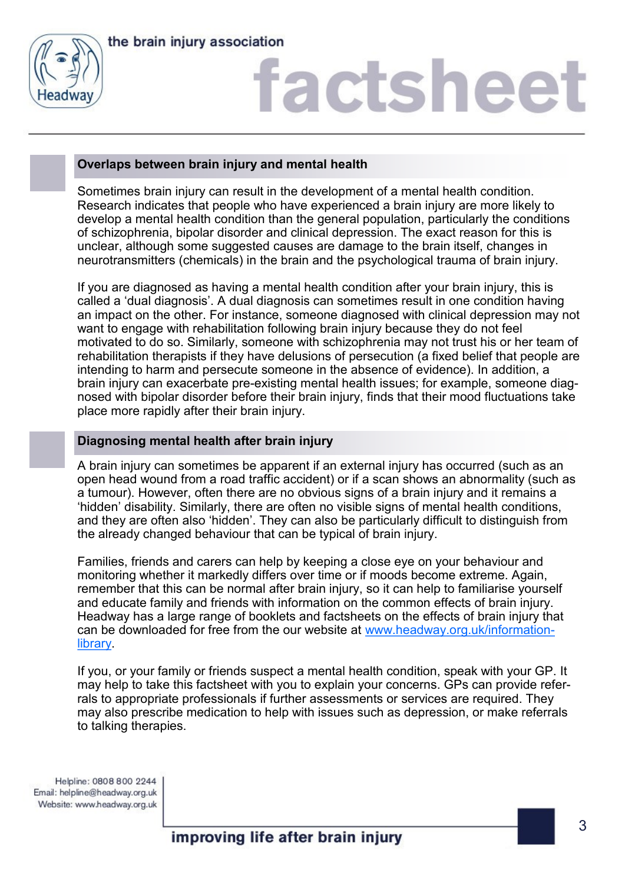## Overlaps between brain injury and mental health

Sometimes brain injury can result in the development of a mental health condition. Research indicates that people who have experienced a brain injury are more likely to develop a mental health condition than the general population, particularly the conditions of schizophrenia, bipolar disorder and clinical depression. The exact reason for this is unclear, although some suggested causes are damage to the brain itself, changes in neurotransmitters (chemicals) in the brain and the psychological trauma of brain injury.

If you are diagnosed as having a mental health condition after your brain injury, this is called a 'dual diagnosis'. A dual diagnosis can sometimes result in one condition having an impact on the other. For instance, someone diagnosed with clinical depression may not want to engage with rehabilitation following brain injury because they do not feel motivated to do so. Similarly, someone with schizophrenia may not trust his or her team of rehabilitation therapists if they have delusions of persecution (a fixed belief that people are intending to harm and persecute someone in the absence of evidence). In addition, a brain injury can exacerbate pre-existing mental health issues; for example, someone diagnosed with bipolar disorder before their brain injury, finds that their mood fluctuations take place more rapidly after their brain injury.

## Diagnosing mental health after brain injury

A brain injury can sometimes be apparent if an external injury has occurred (such as an open head wound from a road traffic accident) or if a scan shows an abnormality (such as a tumour). However, often there are no obvious signs of a brain injury and it remains a 'hidden' disability. Similarly, there are often no visible signs of mental health conditions, and they are often also 'hidden'. They can also be particularly difficult to distinguish from the already changed behaviour that can be typical of brain injury.

Families, friends and carers can help by keeping a close eye on your behaviour and monitoring whether it markedly differs over time or if moods become extreme. Again, remember that this can be normal after brain injury, so it can help to familiarise yourself and educate family and friends with information on the common effects of brain injury. Headway has a large range of booklets and factsheets on the effects of brain injury that can be downloaded for free from the our website at [www.headway.org.uk/information-library](http://www.headway.org.uk/information-library).

If you, or your family or friends suspect a mental health condition, speak with your GP. It may help to take this factsheet with you to explain your concerns. GPs can provide referrals to appropriate professionals if further assessments or services are required. They may also prescribe medication to help with issues such as depression, or make referrals to talking therapies.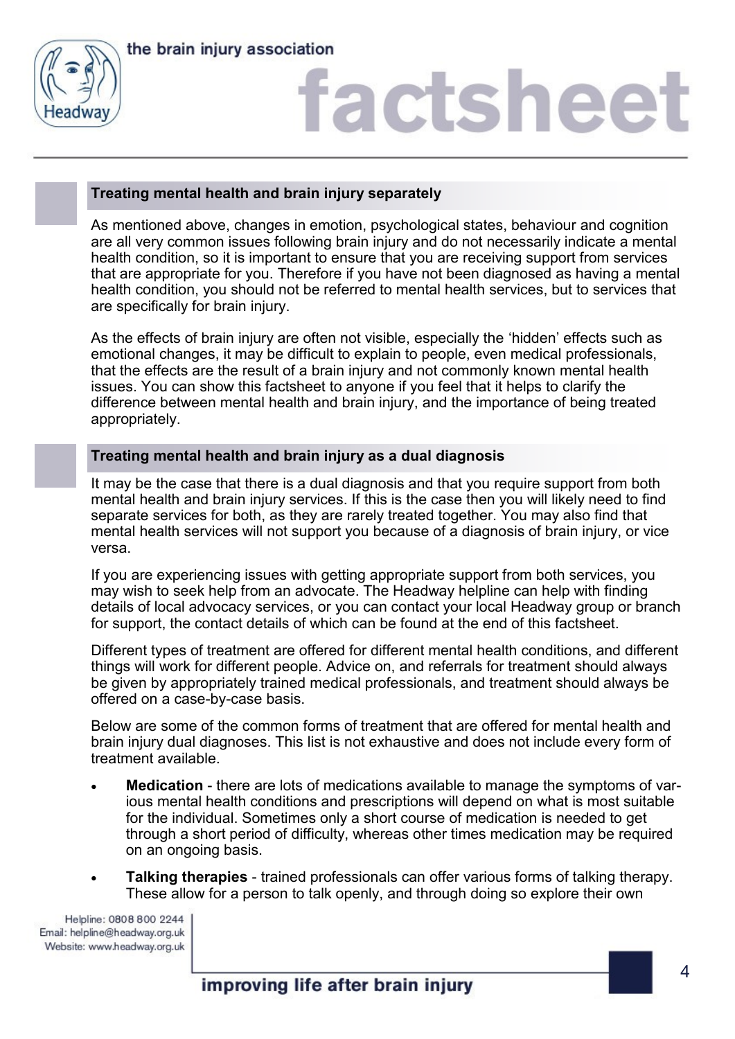### Treating mental health and brain injury separately

As mentioned above, changes in emotion, psychological states, behaviour and cognition are all very common issues following brain injury and do not necessarily indicate a mental health condition, so it is important to ensure that you are receiving support from services that are appropriate for you. Therefore if you have not been diagnosed as having a mental health condition, you should not be referred to mental health services, but to services that are specifically for brain injury.

As the effects of brain injury are often not visible, especially the 'hidden' effects such as emotional changes, it may be difficult to explain to people, even medical professionals, that the effects are the result of a brain injury and not commonly known mental health issues. You can show this factsheet to anyone if you feel that it helps to clarify the difference between mental health and brain injury, and the importance of being treated appropriately.

### Treating mental health and brain injury as a dual diagnosis

It may be the case that there is a dual diagnosis and that you require support from both mental health and brain injury services. If this is the case then you will likely need to find separate services for both, as they are rarely treated together. You may also find that mental health services will not support you because of a diagnosis of brain injury, or vice versa.

If you are experiencing issues with getting appropriate support from both services, you may wish to seek help from an advocate. The Headway helpline can help with finding details of local advocacy services, or you can contact your local Headway group or branch for support, the contact details of which can be found at the end of this factsheet.

Different types of treatment are offered for different mental health conditions, and different things will work for different people. Advice on, and referrals for treatment should always be given by appropriately trained medical professionals, and treatment should always be offered on a case-by-case basis.

Below are some of the common forms of treatment that are offered for mental health and brain injury dual diagnoses. This list is not exhaustive and does not include every form of treatment available.

- **Medication** - there are lots of medications available to manage the symptoms of various mental health conditions and prescriptions will depend on what is most suitable for the individual. Sometimes only a short course of medication is needed to get through a short period of difficulty, whereas other times medication may be required on an ongoing basis.
- **Talking therapies** - trained professionals can offer various forms of talking therapy. These allow for a person to talk openly, and through doing so explore their own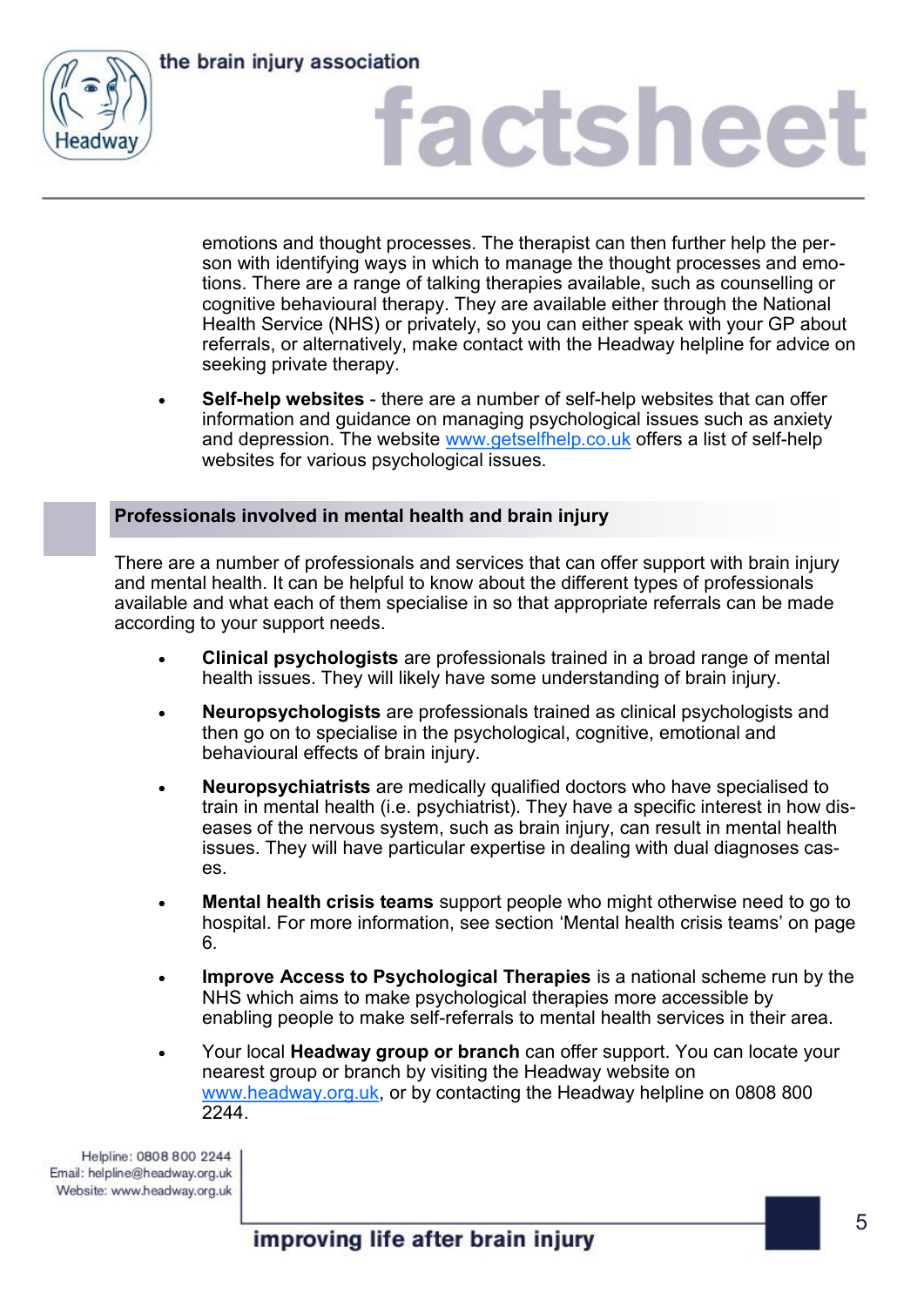emotions and thought processes. The therapist can then further help the person with identifying ways in which to manage the thought processes and emotions. There are a range of talking therapies available, such as counselling or cognitive behavioural therapy. They are available either through the National Health Service (NHS) or privately, so you can either speak with your GP about referrals, or alternatively, make contact with the Headway helpline for advice on seeking private therapy.

- **Self-help websites** - there are a number of self-help websites that can offer information and guidance on managing psychological issues such as anxiety and depression. The website www.getselfhelp.co.uk offers a list of self-help websites for various psychological issues.

## Professionals involved in mental health and brain injury

There are a number of professionals and services that can offer support with brain injury and mental health. It can be helpful to know about the different types of professionals available and what each of them specialise in so that appropriate referrals can be made according to your support needs.

- **Clinical psychologists** are professionals trained in a broad range of mental health issues. They will likely have some understanding of brain injury.
- **Neuropsychologists** are professionals trained as clinical psychologists and then go on to specialise in the psychological, cognitive, emotional and behavioural effects of brain injury.
- **Neuropsychiatrists** are medically qualified doctors who have specialised to train in mental health (i.e. psychiatrist). They have a specific interest in how diseases of the nervous system, such as brain injury, can result in mental health issues. They will have particular expertise in dealing with dual diagnoses cases.
- **Mental health crisis teams** support people who might otherwise need to go to hospital. For more information, see section 'Mental health crisis teams' on page 6.
- **Improve Access to Psychological Therapies** is a national scheme run by the NHS which aims to make psychological therapies more accessible by enabling people to make self-referrals to mental health services in their area.
- Your local **Headway group or branch** can offer support. You can locate your nearest group or branch by visiting the Headway website on www.headway.org.uk, or by contacting the Headway helpline on 0808 800 2244.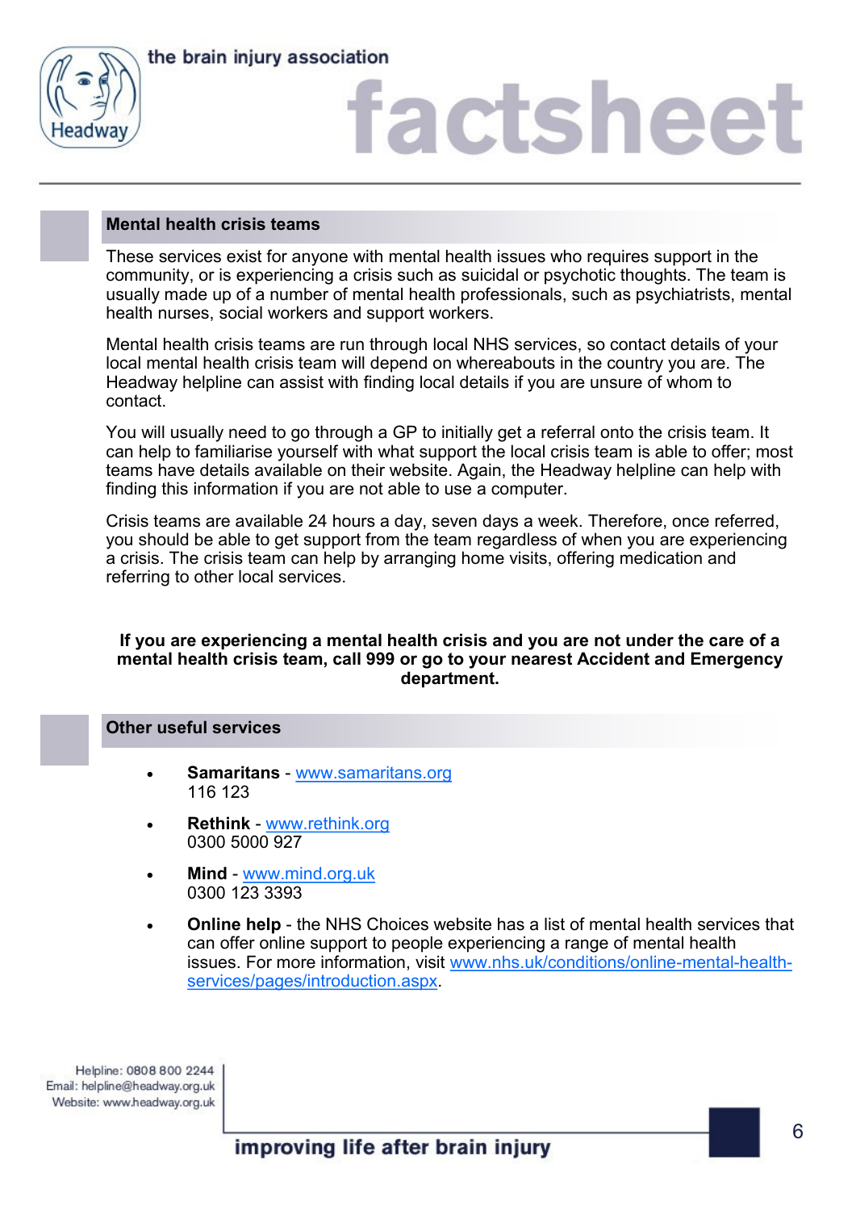## Mental health crisis teams

These services exist for anyone with mental health issues who requires support in the community, or is experiencing a crisis such as suicidal or psychotic thoughts. The team is usually made up of a number of mental health professionals, such as psychiatrists, mental health nurses, social workers and support workers.

Mental health crisis teams are run through local NHS services, so contact details of your local mental health crisis team will depend on whereabouts in the country you are. The Headway helpline can assist with finding local details if you are unsure of whom to contact.

You will usually need to go through a GP to initially get a referral onto the crisis team. It can help to familiarise yourself with what support the local crisis team is able to offer; most teams have details available on their website. Again, the Headway helpline can help with finding this information if you are not able to use a computer.

Crisis teams are available 24 hours a day, seven days a week. Therefore, once referred, you should be able to get support from the team regardless of when you are experiencing a crisis. The crisis team can help by arranging home visits, offering medication and referring to other local services.

**If you are experiencing a mental health crisis and you are not under the care of a mental health crisis team, call 999 or go to your nearest Accident and Emergency department.**

## Other useful services

- **Samaritans** - www.samaritans.org
  116 123
- **Rethink** - www.rethink.org
  0300 5000 927
- **Mind** - www.mind.org.uk
  0300 123 3393
- **Online help** - the NHS Choices website has a list of mental health services that can offer online support to people experiencing a range of mental health issues. For more information, visit www.nhs.uk/conditions/online-mental-health-services/pages/introduction.aspx.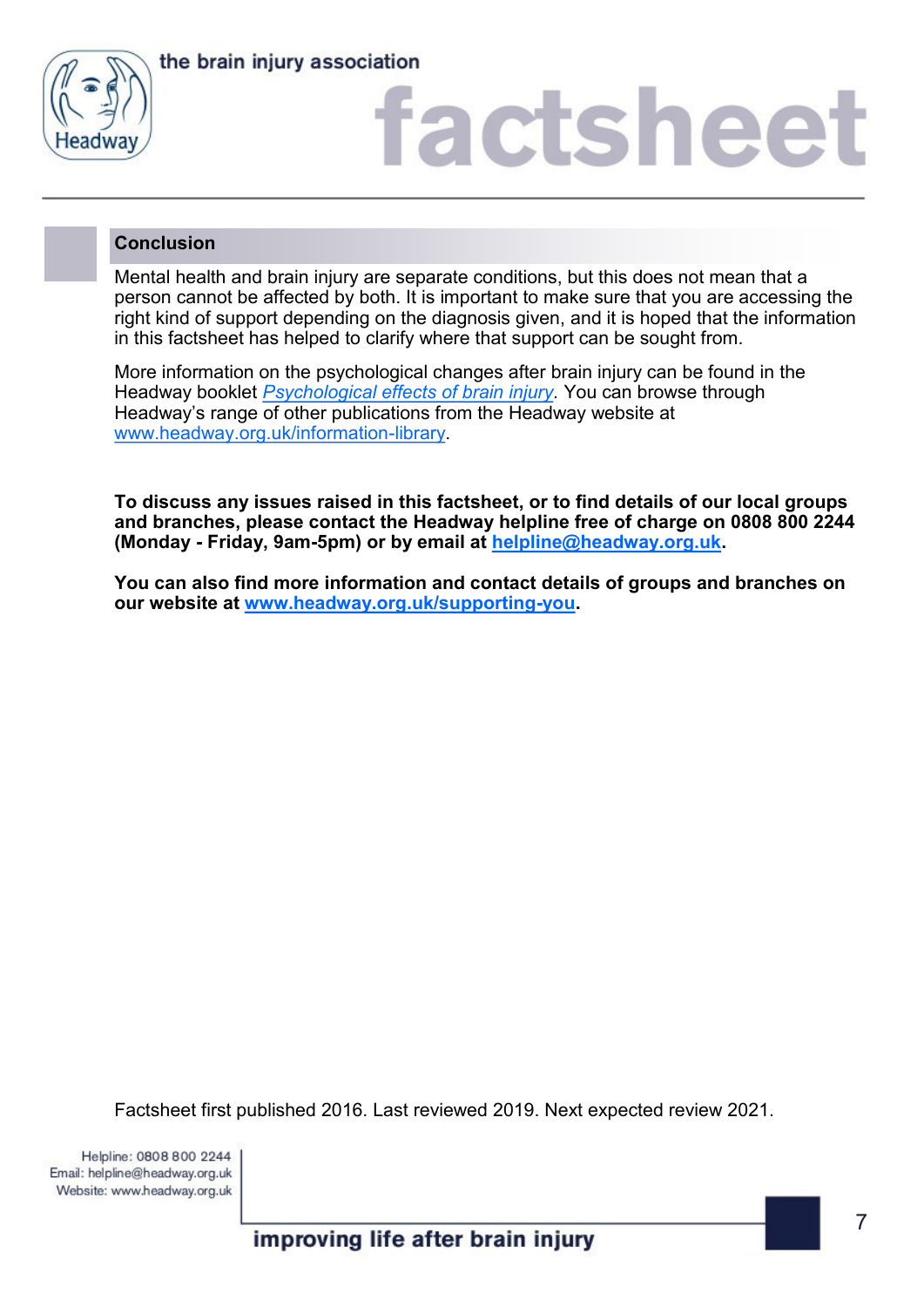## Conclusion

Mental health and brain injury are separate conditions, but this does not mean that a person cannot be affected by both. It is important to make sure that you are accessing the right kind of support depending on the diagnosis given, and it is hoped that the information in this factsheet has helped to clarify where that support can be sought from.

More information on the psychological changes after brain injury can be found in the Headway booklet *Psychological effects of brain injury*. You can browse through Headway's range of other publications from the Headway website at www.headway.org.uk/information-library.

**To discuss any issues raised in this factsheet, or to find details of our local groups and branches, please contact the Headway helpline free of charge on 0808 800 2244 (Monday - Friday, 9am-5pm) or by email at helpline@headway.org.uk.**

**You can also find more information and contact details of groups and branches on our website at www.headway.org.uk/supporting-you.**

Factsheet first published 2016. Last reviewed 2019. Next expected review 2021.